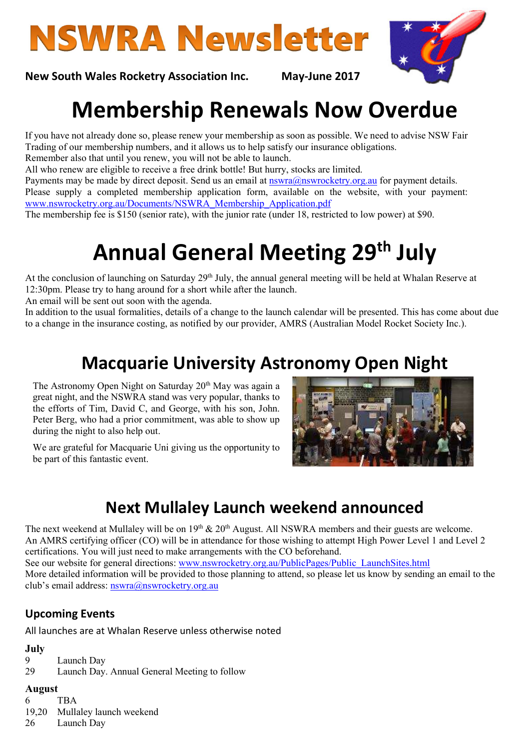# NSWRA Newsletter

**New South Wales Rocketry Association Inc.** **May-June 2017**

# Membership Renewals Now Overdue

If you have not already done so, please renew your membership as soon as possible. We need to advise NSW Fair Trading of our membership numbers, and it allows us to help satisfy our insurance obligations.
Remember also that until you renew, you will not be able to launch.
All who renew are eligible to receive a free drink bottle! But hurry, stocks are limited.
Payments may be made by direct deposit. Send us an email at nswra@nswrocketry.org.au for payment details.
Please supply a completed membership application form, available on the website, with your payment: www.nswrocketry.org.au/Documents/NSWRA_Membership_Application.pdf
The membership fee is $150 (senior rate), with the junior rate (under 18, restricted to low power) at $90.

# Annual General Meeting 29th July

At the conclusion of launching on Saturday 29th July, the annual general meeting will be held at Whalan Reserve at 12:30pm. Please try to hang around for a short while after the launch.
An email will be sent out soon with the agenda.
In addition to the usual formalities, details of a change to the launch calendar will be presented. This has come about due to a change in the insurance costing, as notified by our provider, AMRS (Australian Model Rocket Society Inc.).

## Macquarie University Astronomy Open Night

The Astronomy Open Night on Saturday 20th May was again a great night, and the NSWRA stand was very popular, thanks to the efforts of Tim, David C, and George, with his son, John. Peter Berg, who had a prior commitment, was able to show up during the night to also help out.

We are grateful for Macquarie Uni giving us the opportunity to be part of this fantastic event.

## Next Mullaley Launch weekend announced

The next weekend at Mullaley will be on 19th & 20th August. All NSWRA members and their guests are welcome.
An AMRS certifying officer (CO) will be in attendance for those wishing to attempt High Power Level 1 and Level 2 certifications. You will just need to make arrangements with the CO beforehand.
See our website for general directions: www.nswrocketry.org.au/PublicPages/Public_LaunchSites.html
More detailed information will be provided to those planning to attend, so please let us know by sending an email to the club's email address: nswra@nswrocketry.org.au

### Upcoming Events

All launches are at Whalan Reserve unless otherwise noted

**July**
9 Launch Day
29 Launch Day. Annual General Meeting to follow

**August**
6 TBA
19,20 Mullaley launch weekend
26 Launch Day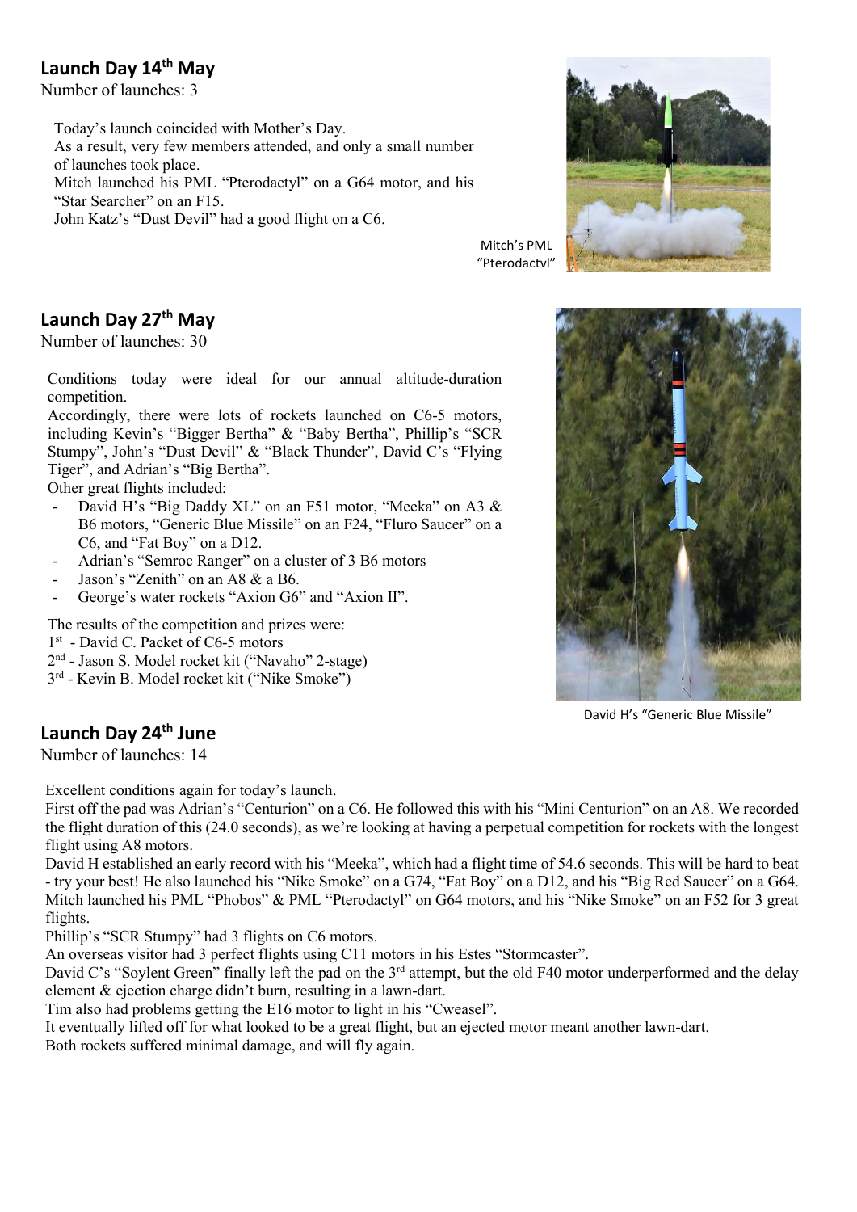## Launch Day 14th May

Number of launches: 3

Today's launch coincided with Mother's Day.
As a result, very few members attended, and only a small number of launches took place.
Mitch launched his PML "Pterodactyl" on a G64 motor, and his "Star Searcher" on an F15.
John Katz's "Dust Devil" had a good flight on a C6.

Mitch's PML "Pterodactyl"

## Launch Day 27th May

Number of launches: 30

Conditions today were ideal for our annual altitude-duration competition.
Accordingly, there were lots of rockets launched on C6-5 motors, including Kevin's "Bigger Bertha" & "Baby Bertha", Phillip's "SCR Stumpy", John's "Dust Devil" & "Black Thunder", David C's "Flying Tiger", and Adrian's "Big Bertha".
Other great flights included:

- David H's "Big Daddy XL" on an F51 motor, "Meeka" on A3 & B6 motors, "Generic Blue Missile" on an F24, "Fluro Saucer" on a C6, and "Fat Boy" on a D12.
- Adrian's "Semroc Ranger" on a cluster of 3 B6 motors
- Jason's "Zenith" on an A8 & a B6.
- George's water rockets "Axion G6" and "Axion II".

The results of the competition and prizes were:
1st - David C. Packet of C6-5 motors
2nd - Jason S. Model rocket kit ("Navaho" 2-stage)
3rd - Kevin B. Model rocket kit ("Nike Smoke")

David H's "Generic Blue Missile"

## Launch Day 24th June

Number of launches: 14

Excellent conditions again for today's launch.
First off the pad was Adrian's "Centurion" on a C6. He followed this with his "Mini Centurion" on an A8. We recorded the flight duration of this (24.0 seconds), as we're looking at having a perpetual competition for rockets with the longest flight using A8 motors.
David H established an early record with his "Meeka", which had a flight time of 54.6 seconds. This will be hard to beat - try your best! He also launched his "Nike Smoke" on a G74, "Fat Boy" on a D12, and his "Big Red Saucer" on a G64.
Mitch launched his PML "Phobos" & PML "Pterodactyl" on G64 motors, and his "Nike Smoke" on an F52 for 3 great flights.
Phillip's "SCR Stumpy" had 3 flights on C6 motors.
An overseas visitor had 3 perfect flights using C11 motors in his Estes "Stormcaster".
David C's "Soylent Green" finally left the pad on the 3rd attempt, but the old F40 motor underperformed and the delay element & ejection charge didn't burn, resulting in a lawn-dart.
Tim also had problems getting the E16 motor to light in his "Cweasel".
It eventually lifted off for what looked to be a great flight, but an ejected motor meant another lawn-dart.
Both rockets suffered minimal damage, and will fly again.